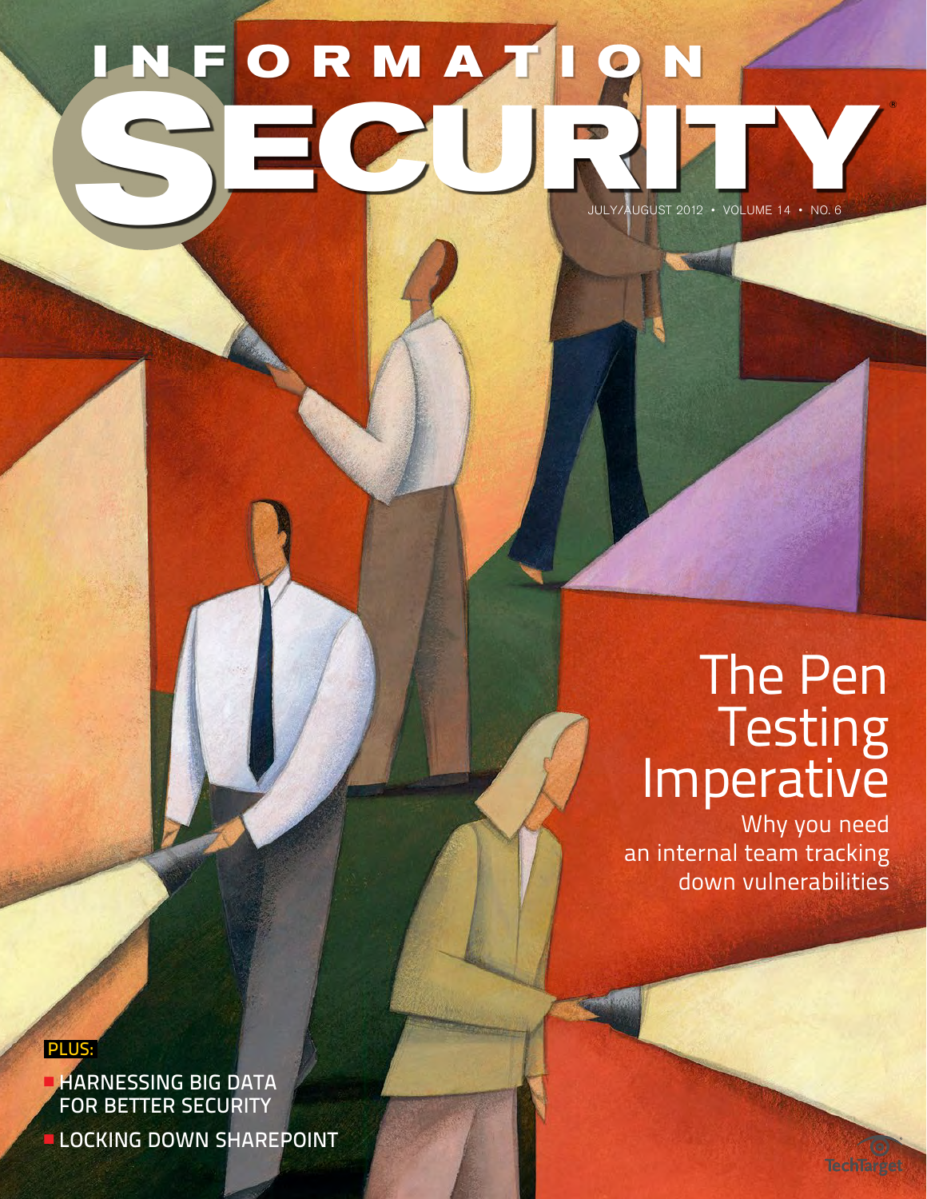# INFORMATION SECURITY

JULY/AUGUST 2012 • VOLUME 14 • NO. 6

## The Pen Testing Imperative

Why you need an internal team tracking down vulnerabilities

PLUS:

- HARNESSING BIG DATA FOR BETTER SECURITY
- LOCKING DOWN SHAREPOINT

TechTarget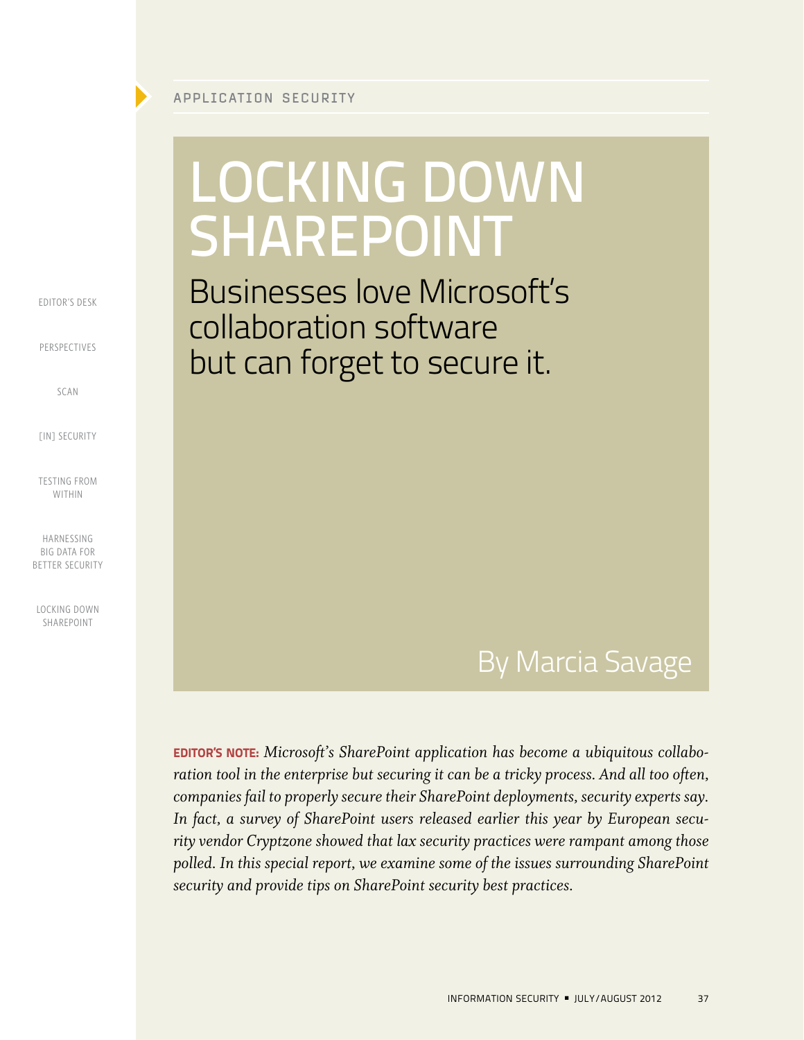APPLICATION SECURITY

# LOCKING DOWN SHAREPOINT

## Businesses love Microsoft's collaboration software but can forget to secure it.

By Marcia Savage

**EDITOR'S NOTE:** *Microsoft's SharePoint application has become a ubiquitous collaboration tool in the enterprise but securing it can be a tricky process. And all too often, companies fail to properly secure their SharePoint deployments, security experts say. In fact, a survey of SharePoint users released earlier this year by European security vendor Cryptzone showed that lax security practices were rampant among those polled. In this special report, we examine some of the issues surrounding SharePoint security and provide tips on SharePoint security best practices.*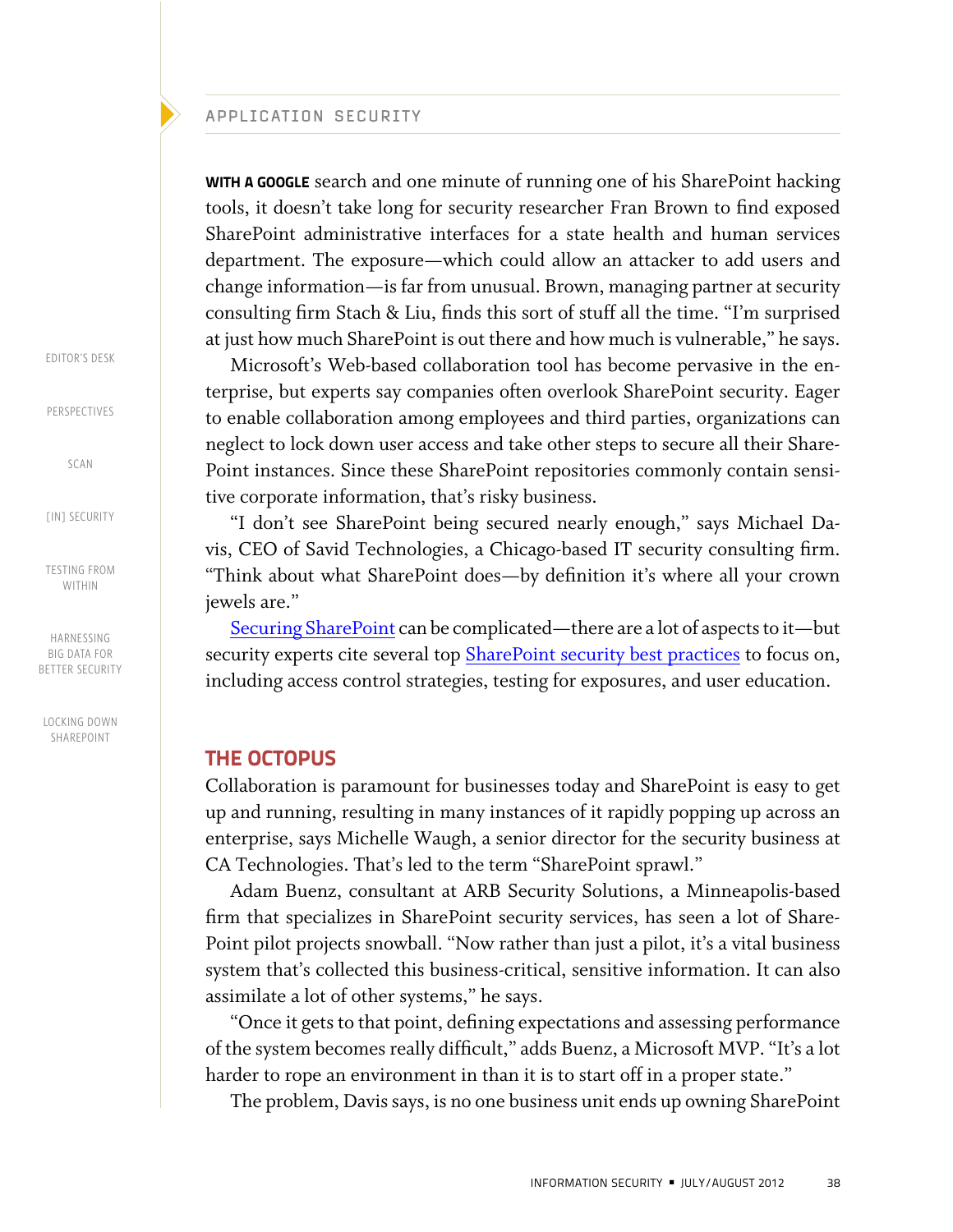**WITH A GOOGLE** search and one minute of running one of his SharePoint hacking tools, it doesn't take long for security researcher Fran Brown to find exposed SharePoint administrative interfaces for a state health and human services department. The exposure—which could allow an attacker to add users and change information—is far from unusual. Brown, managing partner at security consulting firm Stach & Liu, finds this sort of stuff all the time. "I'm surprised at just how much SharePoint is out there and how much is vulnerable," he says.

Microsoft's Web-based collaboration tool has become pervasive in the enterprise, but experts say companies often overlook SharePoint security. Eager to enable collaboration among employees and third parties, organizations can neglect to lock down user access and take other steps to secure all their SharePoint instances. Since these SharePoint repositories commonly contain sensitive corporate information, that's risky business.

"I don't see SharePoint being secured nearly enough," says Michael Davis, CEO of Savid Technologies, a Chicago-based IT security consulting firm. "Think about what SharePoint does—by definition it's where all your crown jewels are."

Securing SharePoint can be complicated—there are a lot of aspects to it—but security experts cite several top SharePoint security best practices to focus on, including access control strategies, testing for exposures, and user education.

## THE OCTOPUS

Collaboration is paramount for businesses today and SharePoint is easy to get up and running, resulting in many instances of it rapidly popping up across an enterprise, says Michelle Waugh, a senior director for the security business at CA Technologies. That's led to the term "SharePoint sprawl."

Adam Buenz, consultant at ARB Security Solutions, a Minneapolis-based firm that specializes in SharePoint security services, has seen a lot of SharePoint pilot projects snowball. "Now rather than just a pilot, it's a vital business system that's collected this business-critical, sensitive information. It can also assimilate a lot of other systems," he says.

"Once it gets to that point, defining expectations and assessing performance of the system becomes really difficult," adds Buenz, a Microsoft MVP. "It's a lot harder to rope an environment in than it is to start off in a proper state."

The problem, Davis says, is no one business unit ends up owning SharePoint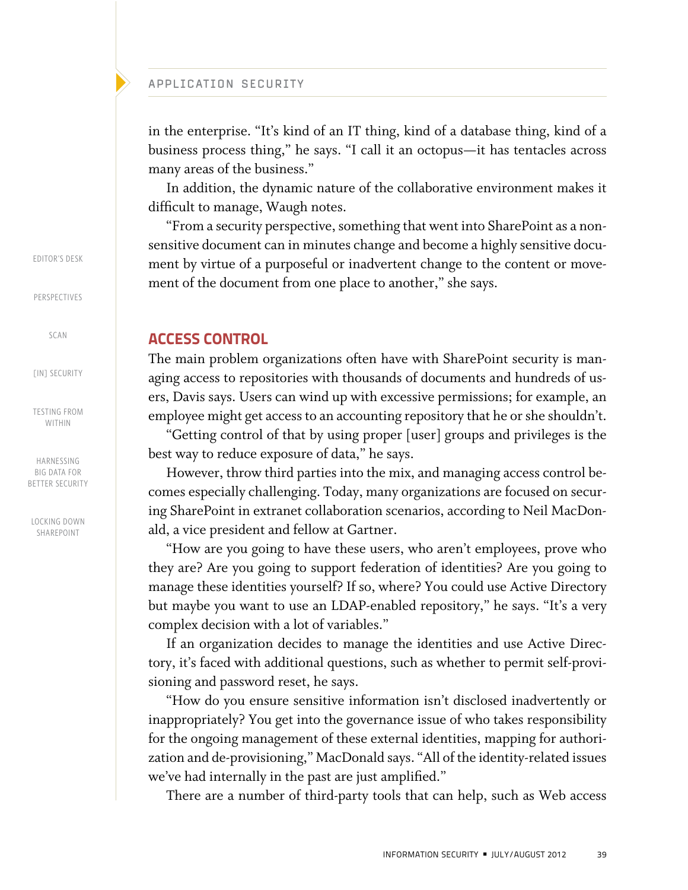in the enterprise. "It's kind of an IT thing, kind of a database thing, kind of a business process thing," he says. "I call it an octopus—it has tentacles across many areas of the business."

In addition, the dynamic nature of the collaborative environment makes it difficult to manage, Waugh notes.

"From a security perspective, something that went into SharePoint as a non-sensitive document can in minutes change and become a highly sensitive document by virtue of a purposeful or inadvertent change to the content or movement of the document from one place to another," she says.

## ACCESS CONTROL

The main problem organizations often have with SharePoint security is managing access to repositories with thousands of documents and hundreds of users, Davis says. Users can wind up with excessive permissions; for example, an employee might get access to an accounting repository that he or she shouldn't.

"Getting control of that by using proper [user] groups and privileges is the best way to reduce exposure of data," he says.

However, throw third parties into the mix, and managing access control becomes especially challenging. Today, many organizations are focused on securing SharePoint in extranet collaboration scenarios, according to Neil MacDonald, a vice president and fellow at Gartner.

"How are you going to have these users, who aren't employees, prove who they are? Are you going to support federation of identities? Are you going to manage these identities yourself? If so, where? You could use Active Directory but maybe you want to use an LDAP-enabled repository," he says. "It's a very complex decision with a lot of variables."

If an organization decides to manage the identities and use Active Directory, it's faced with additional questions, such as whether to permit self-provisioning and password reset, he says.

"How do you ensure sensitive information isn't disclosed inadvertently or inappropriately? You get into the governance issue of who takes responsibility for the ongoing management of these external identities, mapping for authorization and de-provisioning," MacDonald says. "All of the identity-related issues we've had internally in the past are just amplified."

There are a number of third-party tools that can help, such as Web access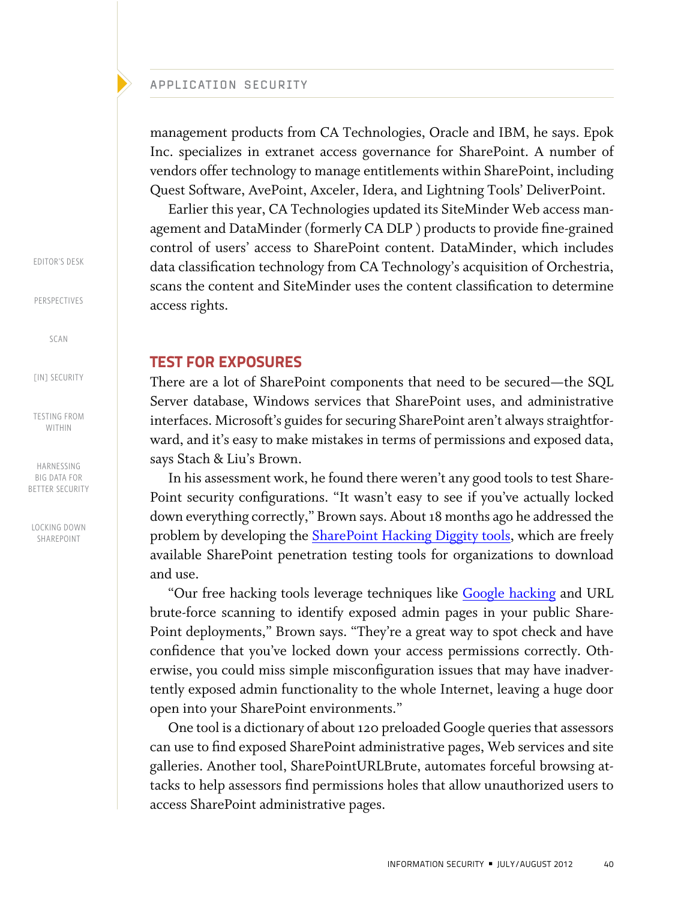management products from CA Technologies, Oracle and IBM, he says. Epok Inc. specializes in extranet access governance for SharePoint. A number of vendors offer technology to manage entitlements within SharePoint, including Quest Software, AvePoint, Axceler, Idera, and Lightning Tools' DeliverPoint.

Earlier this year, CA Technologies updated its SiteMinder Web access management and DataMinder (formerly CA DLP ) products to provide fine-grained control of users' access to SharePoint content. DataMinder, which includes data classification technology from CA Technology's acquisition of Orchestria, scans the content and SiteMinder uses the content classification to determine access rights.

## TEST FOR EXPOSURES

There are a lot of SharePoint components that need to be secured—the SQL Server database, Windows services that SharePoint uses, and administrative interfaces. Microsoft's guides for securing SharePoint aren't always straightforward, and it's easy to make mistakes in terms of permissions and exposed data, says Stach & Liu's Brown.

In his assessment work, he found there weren't any good tools to test SharePoint security configurations. "It wasn't easy to see if you've actually locked down everything correctly," Brown says. About 18 months ago he addressed the problem by developing the SharePoint Hacking Diggity tools, which are freely available SharePoint penetration testing tools for organizations to download and use.

"Our free hacking tools leverage techniques like Google hacking and URL brute-force scanning to identify exposed admin pages in your public SharePoint deployments," Brown says. "They're a great way to spot check and have confidence that you've locked down your access permissions correctly. Otherwise, you could miss simple misconfiguration issues that may have inadvertently exposed admin functionality to the whole Internet, leaving a huge door open into your SharePoint environments."

One tool is a dictionary of about 120 preloaded Google queries that assessors can use to find exposed SharePoint administrative pages, Web services and site galleries. Another tool, SharePointURLBrute, automates forceful browsing attacks to help assessors find permissions holes that allow unauthorized users to access SharePoint administrative pages.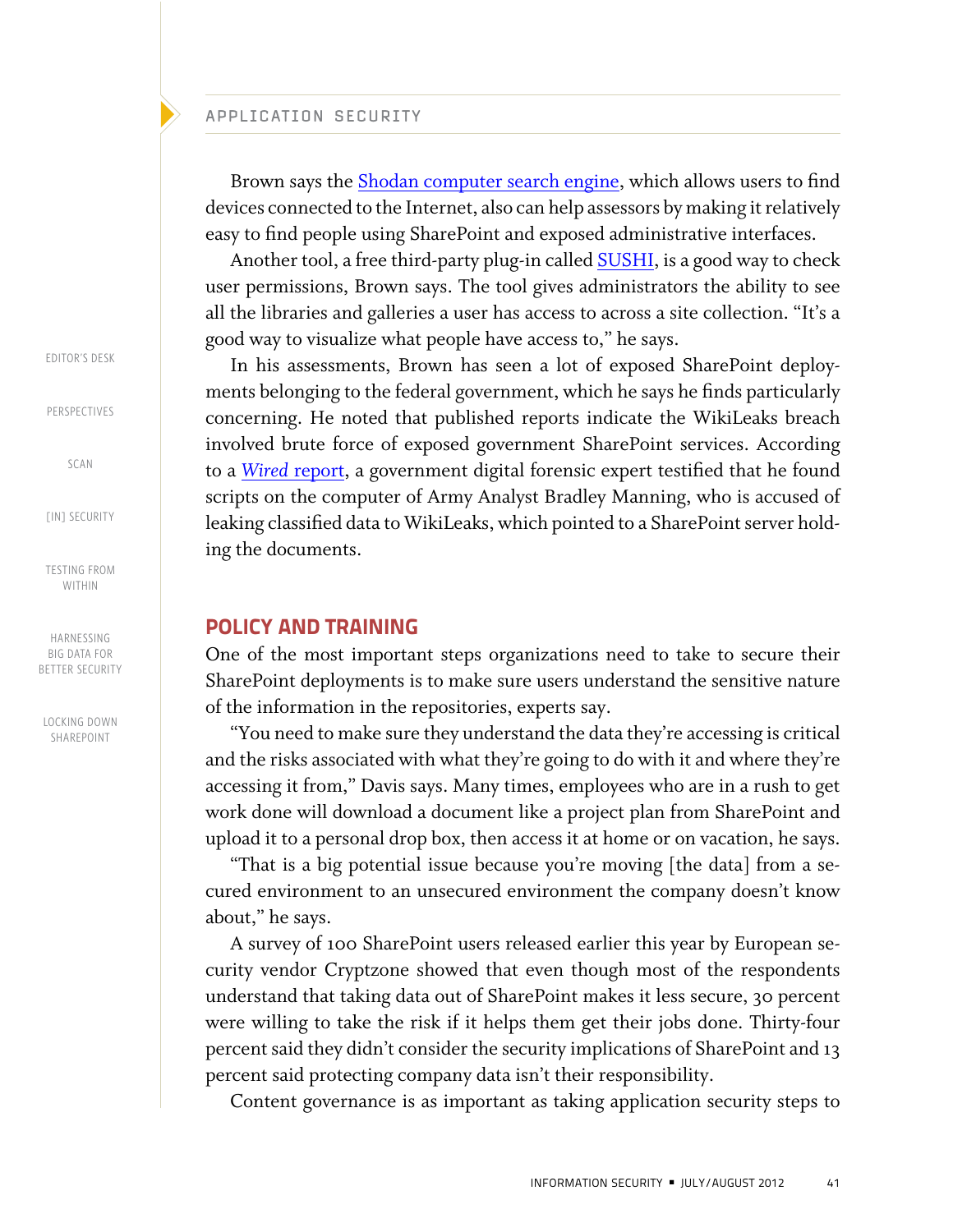Brown says the Shodan computer search engine, which allows users to find devices connected to the Internet, also can help assessors by making it relatively easy to find people using SharePoint and exposed administrative interfaces.

Another tool, a free third-party plug-in called SUSHI, is a good way to check user permissions, Brown says. The tool gives administrators the ability to see all the libraries and galleries a user has access to across a site collection. "It's a good way to visualize what people have access to," he says.

In his assessments, Brown has seen a lot of exposed SharePoint deployments belonging to the federal government, which he says he finds particularly concerning. He noted that published reports indicate the WikiLeaks breach involved brute force of exposed government SharePoint services. According to a *Wired* report, a government digital forensic expert testified that he found scripts on the computer of Army Analyst Bradley Manning, who is accused of leaking classified data to WikiLeaks, which pointed to a SharePoint server holding the documents.

## POLICY AND TRAINING

One of the most important steps organizations need to take to secure their SharePoint deployments is to make sure users understand the sensitive nature of the information in the repositories, experts say.

"You need to make sure they understand the data they're accessing is critical and the risks associated with what they're going to do with it and where they're accessing it from," Davis says. Many times, employees who are in a rush to get work done will download a document like a project plan from SharePoint and upload it to a personal drop box, then access it at home or on vacation, he says.

"That is a big potential issue because you're moving [the data] from a secured environment to an unsecured environment the company doesn't know about," he says.

A survey of 100 SharePoint users released earlier this year by European security vendor Cryptzone showed that even though most of the respondents understand that taking data out of SharePoint makes it less secure, 30 percent were willing to take the risk if it helps them get their jobs done. Thirty-four percent said they didn't consider the security implications of SharePoint and 13 percent said protecting company data isn't their responsibility.

Content governance is as important as taking application security steps to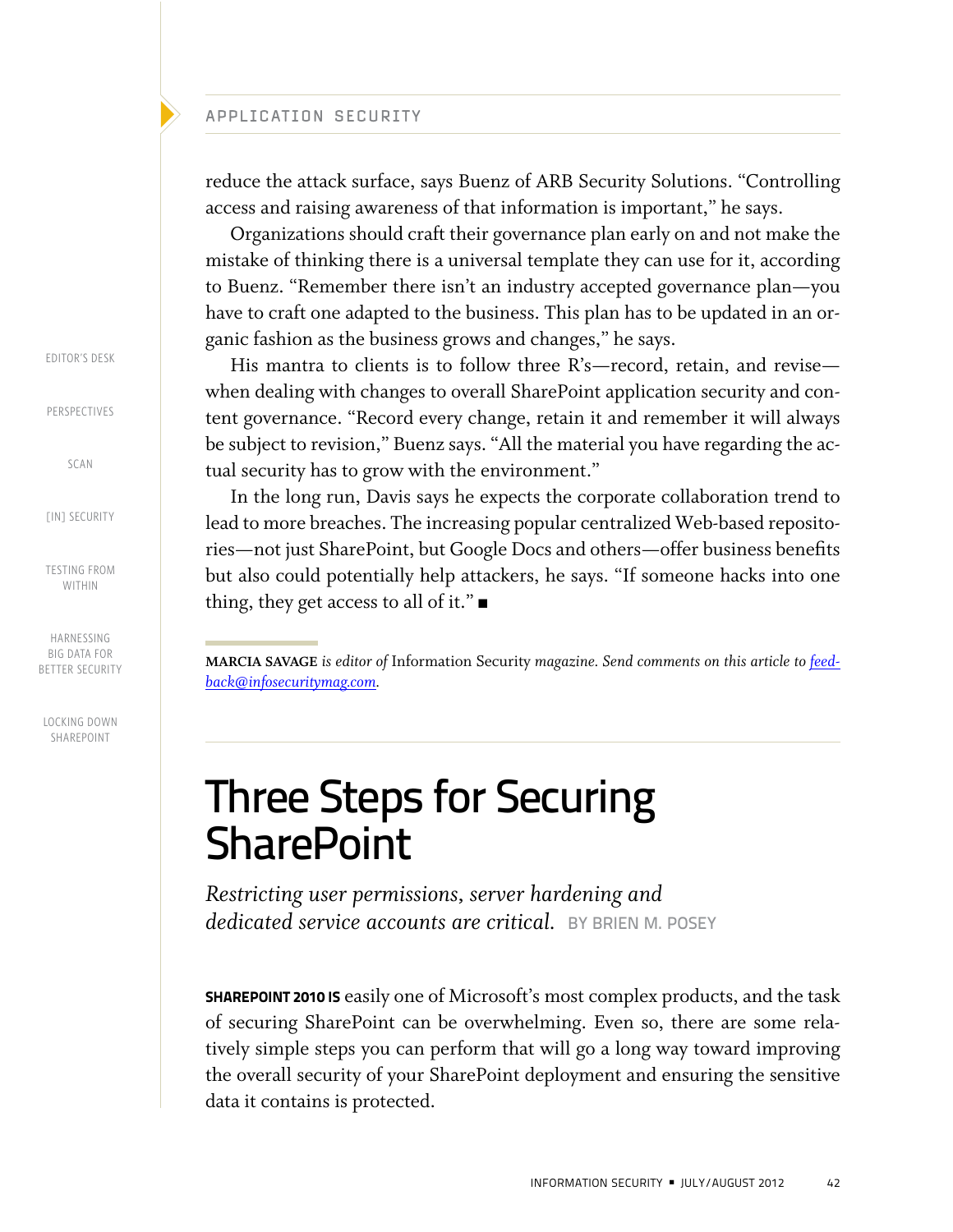reduce the attack surface, says Buenz of ARB Security Solutions. "Controlling access and raising awareness of that information is important," he says.

Organizations should craft their governance plan early on and not make the mistake of thinking there is a universal template they can use for it, according to Buenz. "Remember there isn't an industry accepted governance plan—you have to craft one adapted to the business. This plan has to be updated in an organic fashion as the business grows and changes," he says.

His mantra to clients is to follow three R's—record, retain, and revise—when dealing with changes to overall SharePoint application security and content governance. "Record every change, retain it and remember it will always be subject to revision," Buenz says. "All the material you have regarding the actual security has to grow with the environment."

In the long run, Davis says he expects the corporate collaboration trend to lead to more breaches. The increasing popular centralized Web-based repositories—not just SharePoint, but Google Docs and others—offer business benefits but also could potentially help attackers, he says. "If someone hacks into one thing, they get access to all of it." ■

**MARCIA SAVAGE** *is editor of* Information Security *magazine. Send comments on this article to* [feedback@infosecuritymag.com](mailto:feedback@infosecuritymag.com).

# Three Steps for Securing SharePoint

*Restricting user permissions, server hardening and dedicated service accounts are critical.* BY BRIEN M. POSEY

**SHAREPOINT 2010 IS** easily one of Microsoft's most complex products, and the task of securing SharePoint can be overwhelming. Even so, there are some relatively simple steps you can perform that will go a long way toward improving the overall security of your SharePoint deployment and ensuring the sensitive data it contains is protected.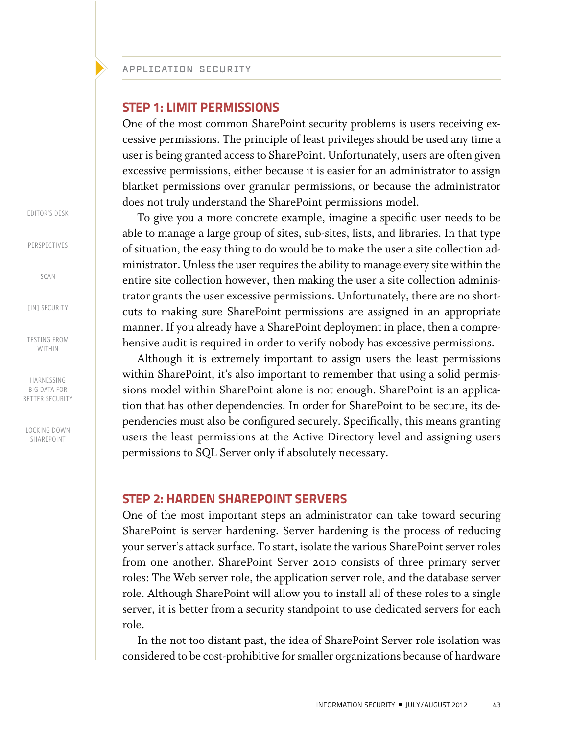## STEP 1: LIMIT PERMISSIONS

One of the most common SharePoint security problems is users receiving excessive permissions. The principle of least privileges should be used any time a user is being granted access to SharePoint. Unfortunately, users are often given excessive permissions, either because it is easier for an administrator to assign blanket permissions over granular permissions, or because the administrator does not truly understand the SharePoint permissions model.

To give you a more concrete example, imagine a specific user needs to be able to manage a large group of sites, sub-sites, lists, and libraries. In that type of situation, the easy thing to do would be to make the user a site collection administrator. Unless the user requires the ability to manage every site within the entire site collection however, then making the user a site collection administrator grants the user excessive permissions. Unfortunately, there are no shortcuts to making sure SharePoint permissions are assigned in an appropriate manner. If you already have a SharePoint deployment in place, then a comprehensive audit is required in order to verify nobody has excessive permissions.

Although it is extremely important to assign users the least permissions within SharePoint, it's also important to remember that using a solid permissions model within SharePoint alone is not enough. SharePoint is an application that has other dependencies. In order for SharePoint to be secure, its dependencies must also be configured securely. Specifically, this means granting users the least permissions at the Active Directory level and assigning users permissions to SQL Server only if absolutely necessary.

## STEP 2: HARDEN SHAREPOINT SERVERS

One of the most important steps an administrator can take toward securing SharePoint is server hardening. Server hardening is the process of reducing your server's attack surface. To start, isolate the various SharePoint server roles from one another. SharePoint Server 2010 consists of three primary server roles: The Web server role, the application server role, and the database server role. Although SharePoint will allow you to install all of these roles to a single server, it is better from a security standpoint to use dedicated servers for each role.

In the not too distant past, the idea of SharePoint Server role isolation was considered to be cost-prohibitive for smaller organizations because of hardware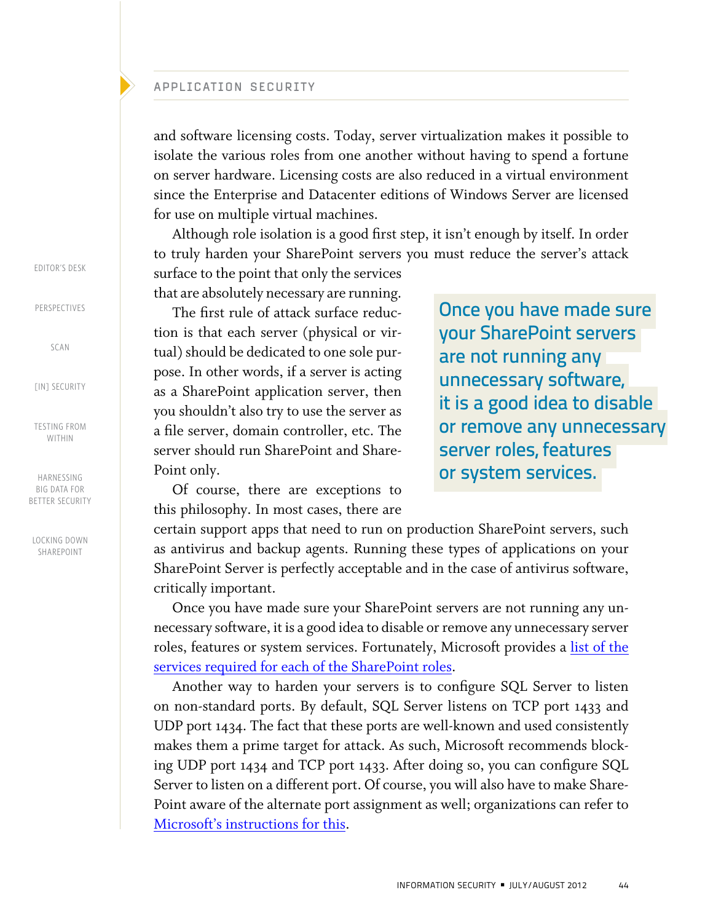and software licensing costs. Today, server virtualization makes it possible to isolate the various roles from one another without having to spend a fortune on server hardware. Licensing costs are also reduced in a virtual environment since the Enterprise and Datacenter editions of Windows Server are licensed for use on multiple virtual machines.

Although role isolation is a good first step, it isn't enough by itself. In order to truly harden your SharePoint servers you must reduce the server's attack surface to the point that only the services that are absolutely necessary are running.

The first rule of attack surface reduction is that each server (physical or virtual) should be dedicated to one sole purpose. In other words, if a server is acting as a SharePoint application server, then you shouldn't also try to use the server as a file server, domain controller, etc. The server should run SharePoint and SharePoint only.

Of course, there are exceptions to this philosophy. In most cases, there are certain support apps that need to run on production SharePoint servers, such as antivirus and backup agents. Running these types of applications on your SharePoint Server is perfectly acceptable and in the case of antivirus software, critically important.

> **Once you have made sure your SharePoint servers are not running any unnecessary software, it is a good idea to disable or remove any unnecessary server roles, features or system services.**

Once you have made sure your SharePoint servers are not running any unnecessary software, it is a good idea to disable or remove any unnecessary server roles, features or system services. Fortunately, Microsoft provides a list of the services required for each of the SharePoint roles.

Another way to harden your servers is to configure SQL Server to listen on non-standard ports. By default, SQL Server listens on TCP port 1433 and UDP port 1434. The fact that these ports are well-known and used consistently makes them a prime target for attack. As such, Microsoft recommends blocking UDP port 1434 and TCP port 1433. After doing so, you can configure SQL Server to listen on a different port. Of course, you will also have to make SharePoint aware of the alternate port assignment as well; organizations can refer to Microsoft's instructions for this.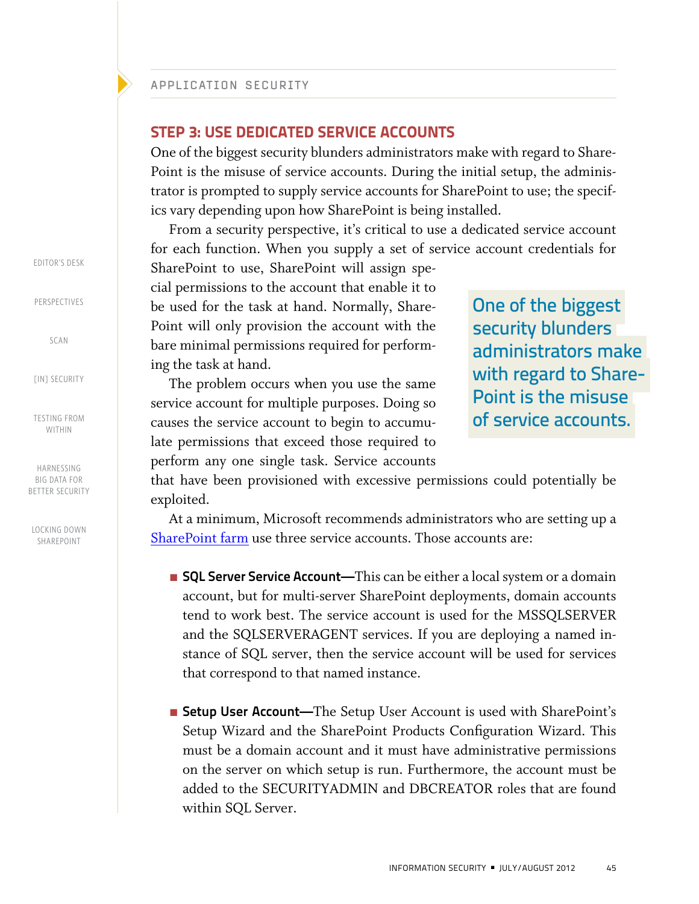## STEP 3: USE DEDICATED SERVICE ACCOUNTS

One of the biggest security blunders administrators make with regard to SharePoint is the misuse of service accounts. During the initial setup, the administrator is prompted to supply service accounts for SharePoint to use; the specifics vary depending upon how SharePoint is being installed.

From a security perspective, it's critical to use a dedicated service account for each function. When you supply a set of service account credentials for SharePoint to use, SharePoint will assign special permissions to the account that enable it to be used for the task at hand. Normally, SharePoint will only provision the account with the bare minimal permissions required for performing the task at hand.

> One of the biggest security blunders administrators make with regard to SharePoint is the misuse of service accounts.

The problem occurs when you use the same service account for multiple purposes. Doing so causes the service account to begin to accumulate permissions that exceed those required to perform any one single task. Service accounts that have been provisioned with excessive permissions could potentially be exploited.

At a minimum, Microsoft recommends administrators who are setting up a SharePoint farm use three service accounts. Those accounts are:

- **SQL Server Service Account—**This can be either a local system or a domain account, but for multi-server SharePoint deployments, domain accounts tend to work best. The service account is used for the MSSQLSERVER and the SQLSERVERAGENT services. If you are deploying a named instance of SQL server, then the service account will be used for services that correspond to that named instance.

- **Setup User Account—**The Setup User Account is used with SharePoint's Setup Wizard and the SharePoint Products Configuration Wizard. This must be a domain account and it must have administrative permissions on the server on which setup is run. Furthermore, the account must be added to the SECURITYADMIN and DBCREATOR roles that are found within SQL Server.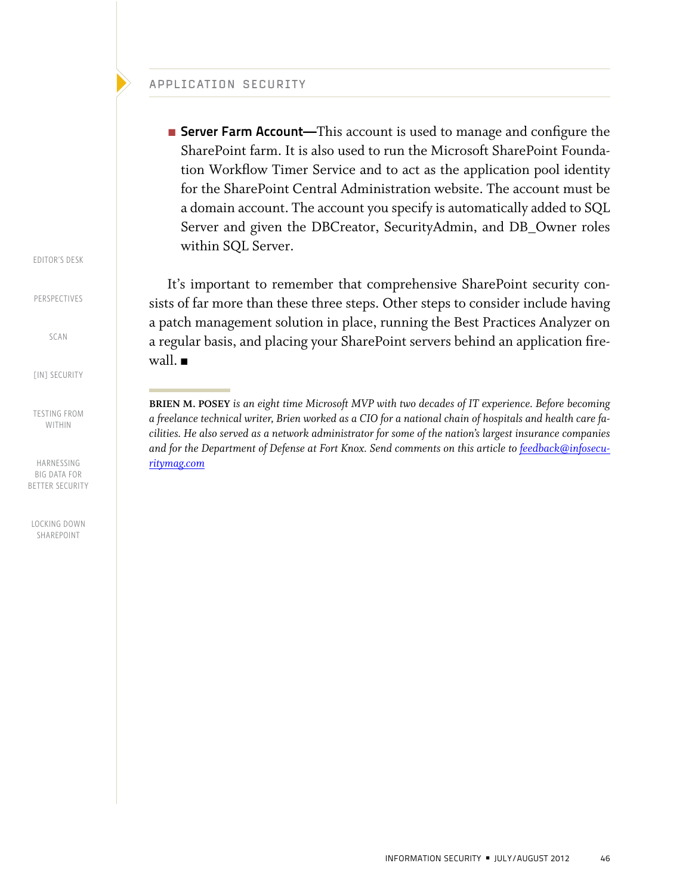- **Server Farm Account—**This account is used to manage and configure the SharePoint farm. It is also used to run the Microsoft SharePoint Foundation Workflow Timer Service and to act as the application pool identity for the SharePoint Central Administration website. The account must be a domain account. The account you specify is automatically added to SQL Server and given the DBCreator, SecurityAdmin, and DB_Owner roles within SQL Server.

It's important to remember that comprehensive SharePoint security consists of far more than these three steps. Other steps to consider include having a patch management solution in place, running the Best Practices Analyzer on a regular basis, and placing your SharePoint servers behind an application firewall. ■

**BRIEN M. POSEY** *is an eight time Microsoft MVP with two decades of IT experience. Before becoming a freelance technical writer, Brien worked as a CIO for a national chain of hospitals and health care facilities. He also served as a network administrator for some of the nation's largest insurance companies and for the Department of Defense at Fort Knox. Send comments on this article to feedback@infosecuritymag.com*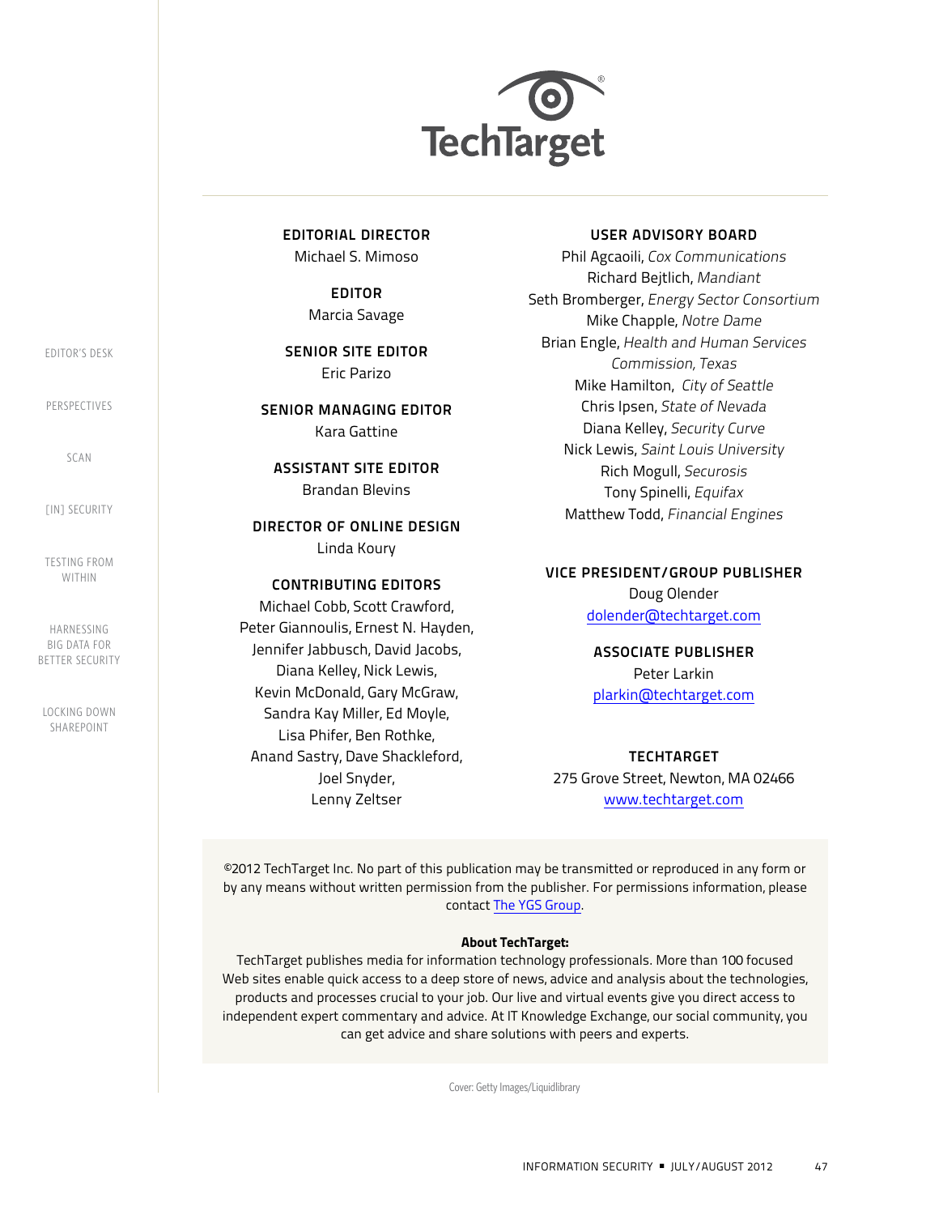TechTarget

**EDITORIAL DIRECTOR**
Michael S. Mimoso

**EDITOR**
Marcia Savage

**SENIOR SITE EDITOR**
Eric Parizo

**SENIOR MANAGING EDITOR**
Kara Gattine

**ASSISTANT SITE EDITOR**
Brandan Blevins

**DIRECTOR OF ONLINE DESIGN**
Linda Koury

**CONTRIBUTING EDITORS**
Michael Cobb, Scott Crawford, Peter Giannoulis, Ernest N. Hayden, Jennifer Jabbusch, David Jacobs, Diana Kelley, Nick Lewis, Kevin McDonald, Gary McGraw, Sandra Kay Miller, Ed Moyle, Lisa Phifer, Ben Rothke, Anand Sastry, Dave Shackleford, Joel Snyder, Lenny Zeltser

**USER ADVISORY BOARD**
Phil Agcaoili, *Cox Communications*
Richard Bejtlich, *Mandiant*
Seth Bromberger, *Energy Sector Consortium*
Mike Chapple, *Notre Dame*
Brian Engle, *Health and Human Services Commission, Texas*
Mike Hamilton, *City of Seattle*
Chris Ipsen, *State of Nevada*
Diana Kelley, *Security Curve*
Nick Lewis, *Saint Louis University*
Rich Mogull, *Securosis*
Tony Spinelli, *Equifax*
Matthew Todd, *Financial Engines*

**VICE PRESIDENT/GROUP PUBLISHER**
Doug Olender
dolender@techtarget.com

**ASSOCIATE PUBLISHER**
Peter Larkin
plarkin@techtarget.com

**TECHTARGET**
275 Grove Street, Newton, MA 02466
www.techtarget.com

©2012 TechTarget Inc. No part of this publication may be transmitted or reproduced in any form or by any means without written permission from the publisher. For permissions information, please contact The YGS Group.

**About TechTarget:**
TechTarget publishes media for information technology professionals. More than 100 focused Web sites enable quick access to a deep store of news, advice and analysis about the technologies, products and processes crucial to your job. Our live and virtual events give you direct access to independent expert commentary and advice. At IT Knowledge Exchange, our social community, you can get advice and share solutions with peers and experts.

Cover: Getty Images/Liquidlibrary